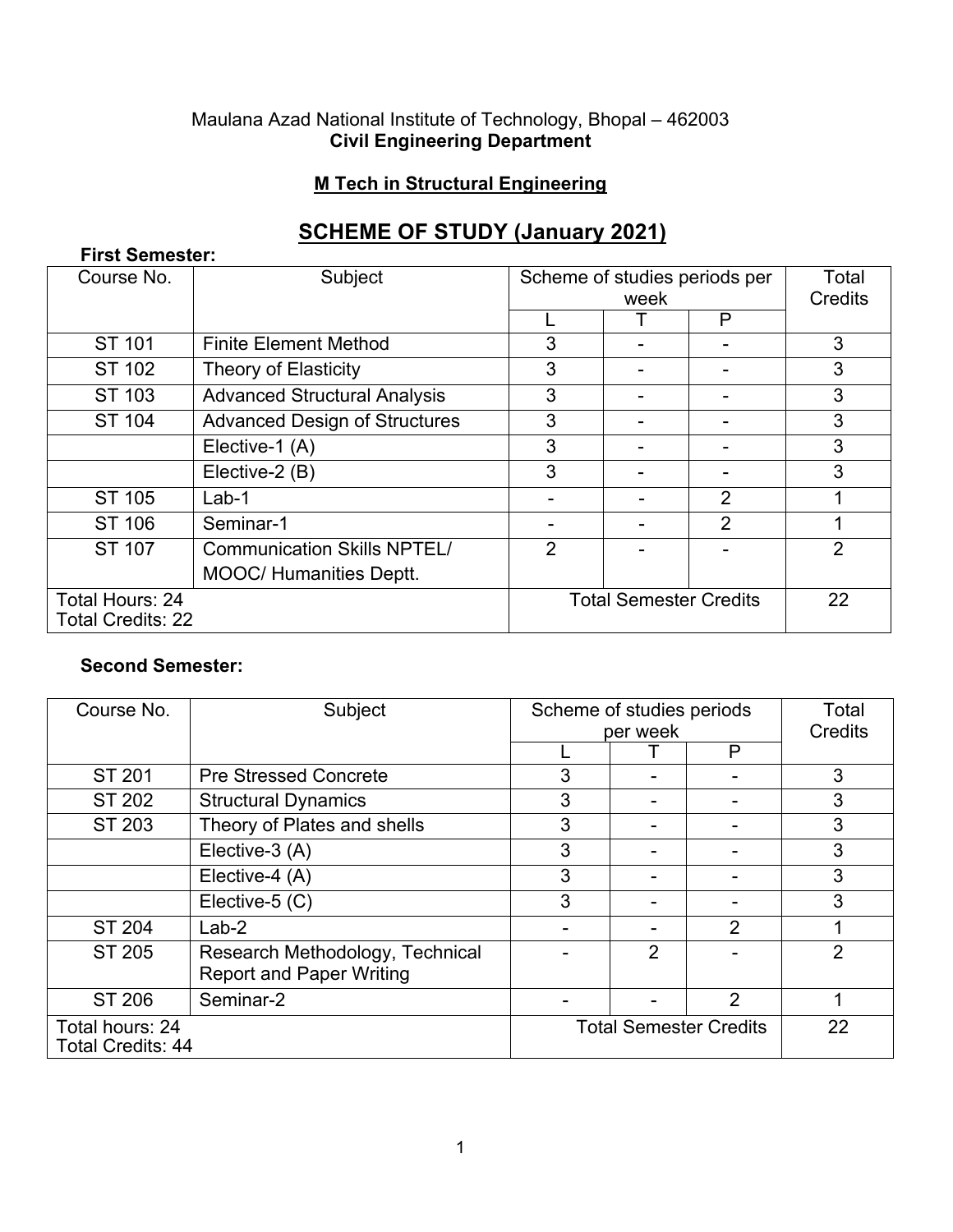Maulana Azad National Institute of Technology, Bhopal – 462003

**Civil Engineering Department**

## M Tech in Structural Engineering

# SCHEME OF STUDY (January 2021)

**First Semester:**

| Course No. | Subject | Scheme of studies periods per week | | | Total Credits |
|---|---|---|---|---|---|
| | | L | T | P | |
| ST 101 | Finite Element Method | 3 | - | - | 3 |
| ST 102 | Theory of Elasticity | 3 | - | - | 3 |
| ST 103 | Advanced Structural Analysis | 3 | - | - | 3 |
| ST 104 | Advanced Design of Structures | 3 | - | - | 3 |
| | Elective-1 (A) | 3 | - | - | 3 |
| | Elective-2 (B) | 3 | - | - | 3 |
| ST 105 | Lab-1 | - | - | 2 | 1 |
| ST 106 | Seminar-1 | - | - | 2 | 1 |
| ST 107 | Communication Skills NPTEL/ MOOC/ Humanities Deptt. | 2 | - | - | 2 |
| Total Hours: 24<br>Total Credits: 22 | | Total Semester Credits | | | 22 |

**Second Semester:**

| Course No. | Subject | Scheme of studies periods per week | | | Total Credits |
|---|---|---|---|---|---|
| | | L | T | P | |
| ST 201 | Pre Stressed Concrete | 3 | - | - | 3 |
| ST 202 | Structural Dynamics | 3 | - | - | 3 |
| ST 203 | Theory of Plates and shells | 3 | - | - | 3 |
| | Elective-3 (A) | 3 | - | - | 3 |
| | Elective-4 (A) | 3 | - | - | 3 |
| | Elective-5 (C) | 3 | - | - | 3 |
| ST 204 | Lab-2 | - | - | 2 | 1 |
| ST 205 | Research Methodology, Technical Report and Paper Writing | - | 2 | - | 2 |
| ST 206 | Seminar-2 | - | - | 2 | 1 |
| Total hours: 24<br>Total Credits: 44 | | Total Semester Credits | | | 22 |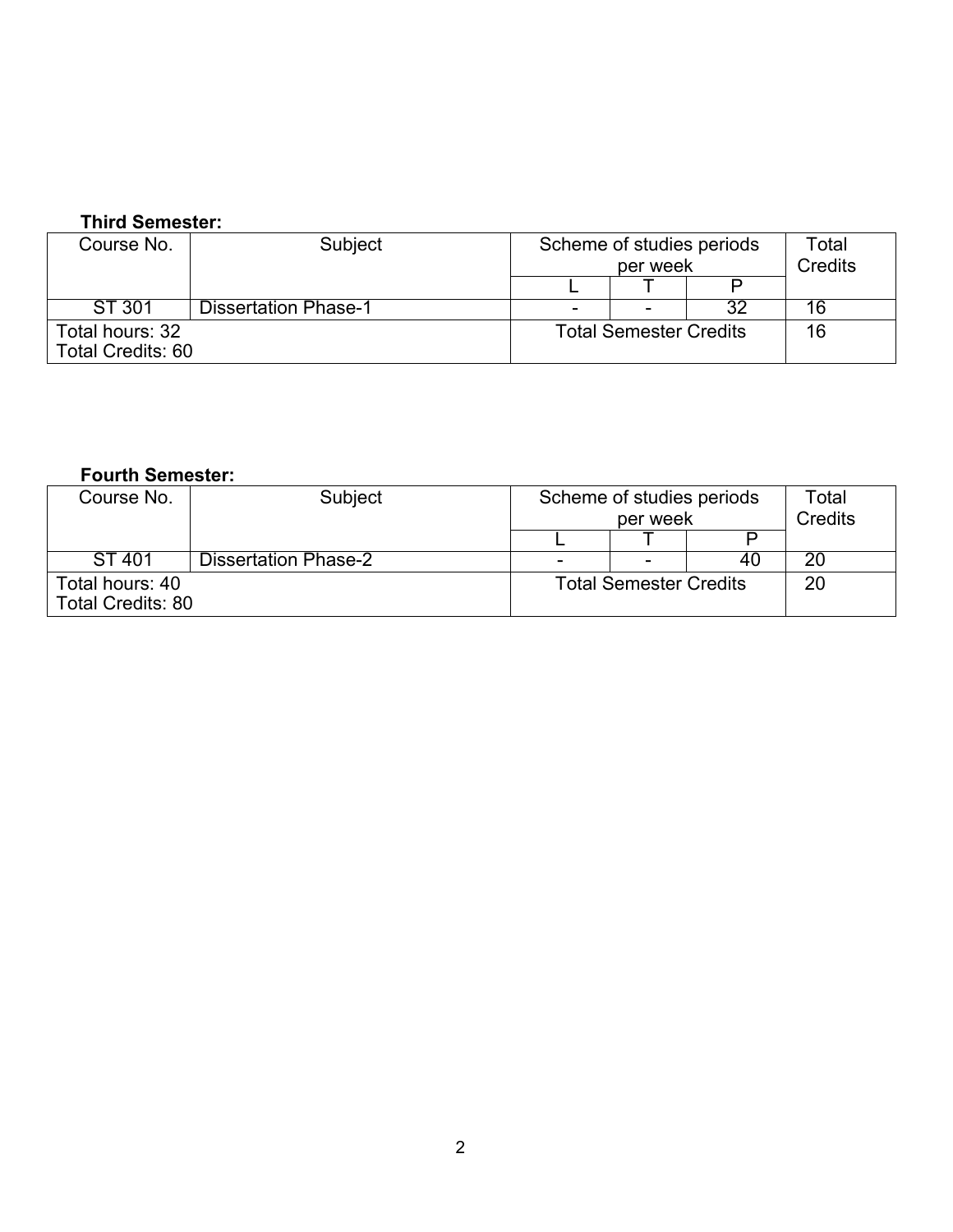**Third Semester:**

| Course No. | Subject | Scheme of studies periods per week | | | Total Credits |
|---|---|---|---|---|---|
| | | L | T | P | |
| ST 301 | Dissertation Phase-1 | - | - | 32 | 16 |
| Total hours: 32<br>Total Credits: 60 | | Total Semester Credits | | | 16 |

**Fourth Semester:**

| Course No. | Subject | Scheme of studies periods per week | | | Total Credits |
|---|---|---|---|---|---|
| | | L | T | P | |
| ST 401 | Dissertation Phase-2 | - | - | 40 | 20 |
| Total hours: 40<br>Total Credits: 80 | | Total Semester Credits | | | 20 |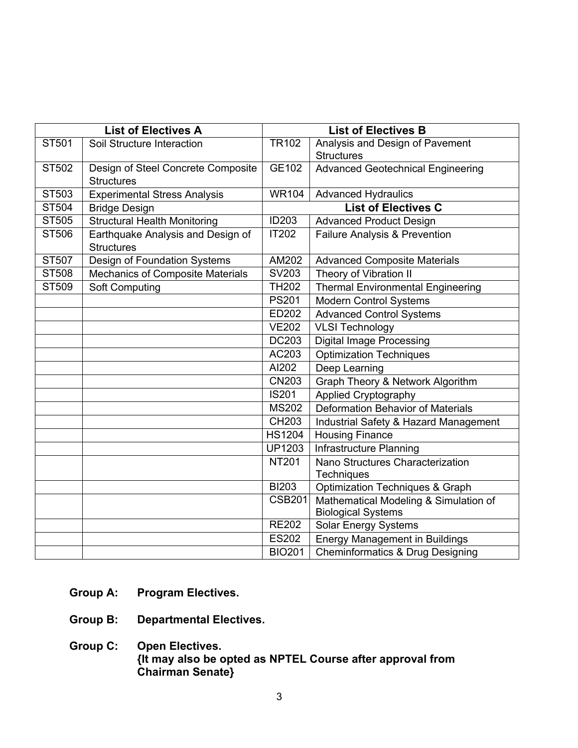| List of Electives A | | List of Electives B | |
|---|---|---|---|
| ST501 | Soil Structure Interaction | TR102 | Analysis and Design of Pavement Structures |
| ST502 | Design of Steel Concrete Composite Structures | GE102 | Advanced Geotechnical Engineering |
| ST503 | Experimental Stress Analysis | WR104 | Advanced Hydraulics |
| ST504 | Bridge Design | **List of Electives C** | |
| ST505 | Structural Health Monitoring | ID203 | Advanced Product Design |
| ST506 | Earthquake Analysis and Design of Structures | IT202 | Failure Analysis & Prevention |
| ST507 | Design of Foundation Systems | AM202 | Advanced Composite Materials |
| ST508 | Mechanics of Composite Materials | SV203 | Theory of Vibration II |
| ST509 | Soft Computing | TH202 | Thermal Environmental Engineering |
| | | PS201 | Modern Control Systems |
| | | ED202 | Advanced Control Systems |
| | | VE202 | VLSI Technology |
| | | DC203 | Digital Image Processing |
| | | AC203 | Optimization Techniques |
| | | AI202 | Deep Learning |
| | | CN203 | Graph Theory & Network Algorithm |
| | | IS201 | Applied Cryptography |
| | | MS202 | Deformation Behavior of Materials |
| | | CH203 | Industrial Safety & Hazard Management |
| | | HS1204 | Housing Finance |
| | | UP1203 | Infrastructure Planning |
| | | NT201 | Nano Structures Characterization Techniques |
| | | BI203 | Optimization Techniques & Graph |
| | | CSB201 | Mathematical Modeling & Simulation of Biological Systems |
| | | RE202 | Solar Energy Systems |
| | | ES202 | Energy Management in Buildings |
| | | BIO201 | Cheminformatics & Drug Designing |

**Group A:** **Program Electives.**

**Group B:** **Departmental Electives.**

**Group C:** **Open Electives.**
**{It may also be opted as NPTEL Course after approval from Chairman Senate}**